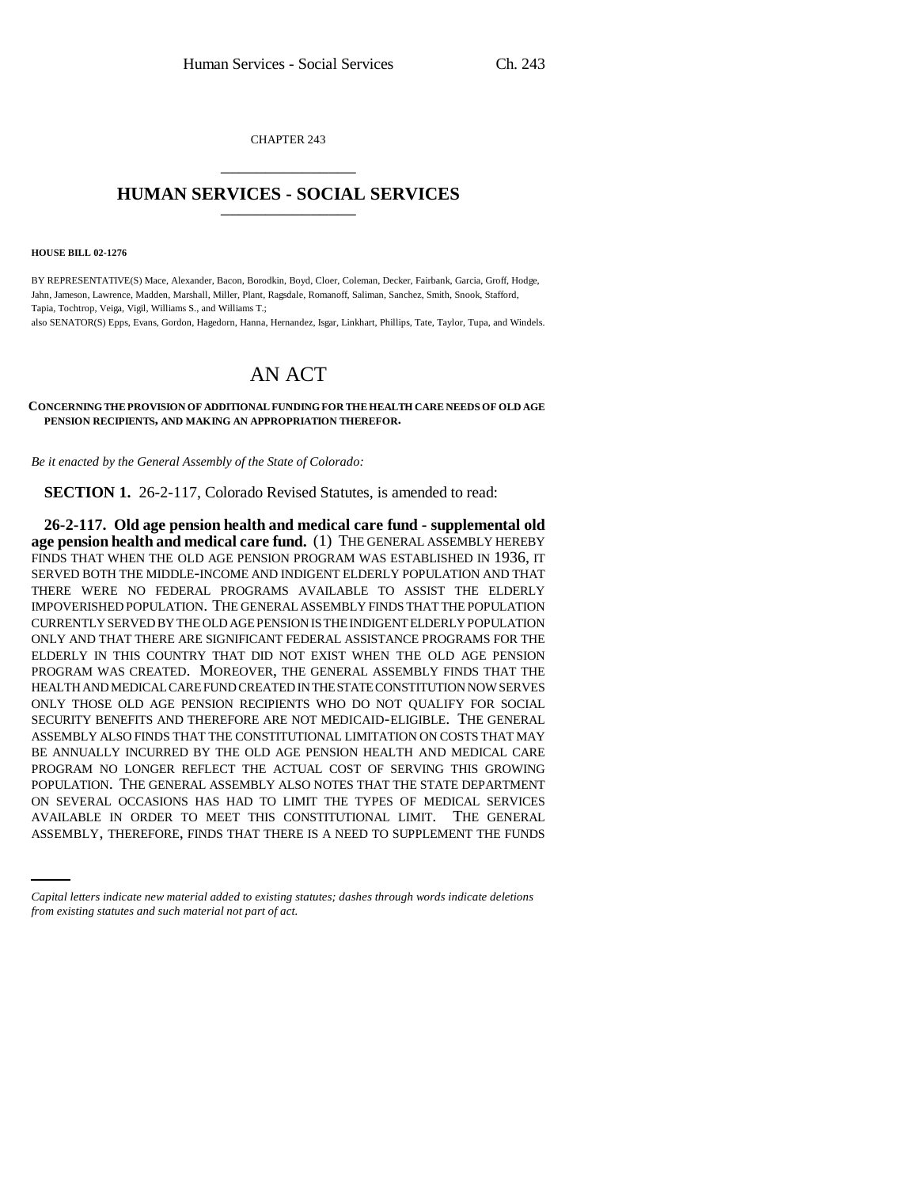CHAPTER 243

# HUMAN SERVICES - SOCIAL SERVICES

**HOUSE BILL 02-1276**

BY REPRESENTATIVE(S) Mace, Alexander, Bacon, Borodkin, Boyd, Cloer, Coleman, Decker, Fairbank, Garcia, Groff, Hodge, Jahn, Jameson, Lawrence, Madden, Marshall, Miller, Plant, Ragsdale, Romanoff, Saliman, Sanchez, Smith, Snook, Stafford, Tapia, Tochtrop, Veiga, Vigil, Williams S., and Williams T.;
also SENATOR(S) Epps, Evans, Gordon, Hagedorn, Hanna, Hernandez, Isgar, Linkhart, Phillips, Tate, Taylor, Tupa, and Windels.

# AN ACT

**CONCERNING THE PROVISION OF ADDITIONAL FUNDING FOR THE HEALTH CARE NEEDS OF OLD AGE PENSION RECIPIENTS, AND MAKING AN APPROPRIATION THEREFOR.**

*Be it enacted by the General Assembly of the State of Colorado:*

**SECTION 1.** 26-2-117, Colorado Revised Statutes, is amended to read:

**26-2-117. Old age pension health and medical care fund - supplemental old age pension health and medical care fund.** (1) THE GENERAL ASSEMBLY HEREBY FINDS THAT WHEN THE OLD AGE PENSION PROGRAM WAS ESTABLISHED IN 1936, IT SERVED BOTH THE MIDDLE-INCOME AND INDIGENT ELDERLY POPULATION AND THAT THERE WERE NO FEDERAL PROGRAMS AVAILABLE TO ASSIST THE ELDERLY IMPOVERISHED POPULATION. THE GENERAL ASSEMBLY FINDS THAT THE POPULATION CURRENTLY SERVED BY THE OLD AGE PENSION IS THE INDIGENT ELDERLY POPULATION ONLY AND THAT THERE ARE SIGNIFICANT FEDERAL ASSISTANCE PROGRAMS FOR THE ELDERLY IN THIS COUNTRY THAT DID NOT EXIST WHEN THE OLD AGE PENSION PROGRAM WAS CREATED. MOREOVER, THE GENERAL ASSEMBLY FINDS THAT THE HEALTH AND MEDICAL CARE FUND CREATED IN THE STATE CONSTITUTION NOW SERVES ONLY THOSE OLD AGE PENSION RECIPIENTS WHO DO NOT QUALIFY FOR SOCIAL SECURITY BENEFITS AND THEREFORE ARE NOT MEDICAID-ELIGIBLE. THE GENERAL ASSEMBLY ALSO FINDS THAT THE CONSTITUTIONAL LIMITATION ON COSTS THAT MAY BE ANNUALLY INCURRED BY THE OLD AGE PENSION HEALTH AND MEDICAL CARE PROGRAM NO LONGER REFLECT THE ACTUAL COST OF SERVING THIS GROWING POPULATION. THE GENERAL ASSEMBLY ALSO NOTES THAT THE STATE DEPARTMENT ON SEVERAL OCCASIONS HAS HAD TO LIMIT THE TYPES OF MEDICAL SERVICES AVAILABLE IN ORDER TO MEET THIS CONSTITUTIONAL LIMIT. THE GENERAL ASSEMBLY, THEREFORE, FINDS THAT THERE IS A NEED TO SUPPLEMENT THE FUNDS

*Capital letters indicate new material added to existing statutes; dashes through words indicate deletions from existing statutes and such material not part of act.*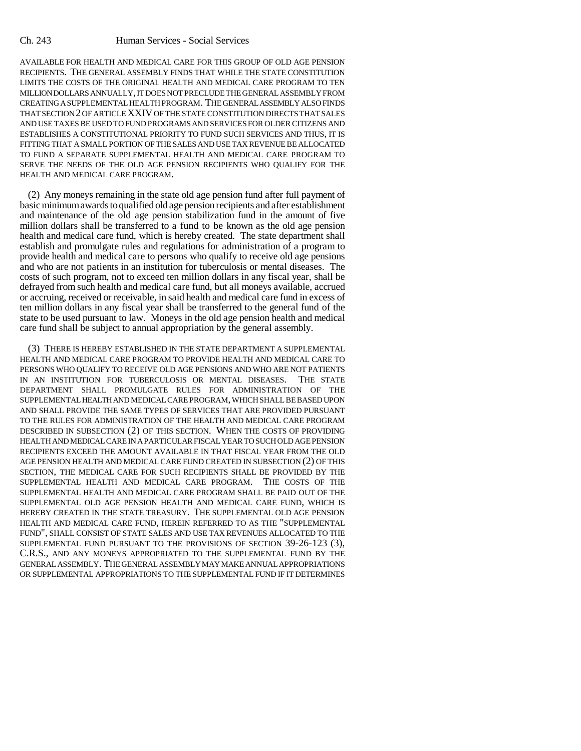AVAILABLE FOR HEALTH AND MEDICAL CARE FOR THIS GROUP OF OLD AGE PENSION RECIPIENTS. THE GENERAL ASSEMBLY FINDS THAT WHILE THE STATE CONSTITUTION LIMITS THE COSTS OF THE ORIGINAL HEALTH AND MEDICAL CARE PROGRAM TO TEN MILLION DOLLARS ANNUALLY, IT DOES NOT PRECLUDE THE GENERAL ASSEMBLY FROM CREATING A SUPPLEMENTAL HEALTH PROGRAM. THE GENERAL ASSEMBLY ALSO FINDS THAT SECTION 2 OF ARTICLE XXIV OF THE STATE CONSTITUTION DIRECTS THAT SALES AND USE TAXES BE USED TO FUND PROGRAMS AND SERVICES FOR OLDER CITIZENS AND ESTABLISHES A CONSTITUTIONAL PRIORITY TO FUND SUCH SERVICES AND THUS, IT IS FITTING THAT A SMALL PORTION OF THE SALES AND USE TAX REVENUE BE ALLOCATED TO FUND A SEPARATE SUPPLEMENTAL HEALTH AND MEDICAL CARE PROGRAM TO SERVE THE NEEDS OF THE OLD AGE PENSION RECIPIENTS WHO QUALIFY FOR THE HEALTH AND MEDICAL CARE PROGRAM.

(2) Any moneys remaining in the state old age pension fund after full payment of basic minimum awards to qualified old age pension recipients and after establishment and maintenance of the old age pension stabilization fund in the amount of five million dollars shall be transferred to a fund to be known as the old age pension health and medical care fund, which is hereby created. The state department shall establish and promulgate rules and regulations for administration of a program to provide health and medical care to persons who qualify to receive old age pensions and who are not patients in an institution for tuberculosis or mental diseases. The costs of such program, not to exceed ten million dollars in any fiscal year, shall be defrayed from such health and medical care fund, but all moneys available, accrued or accruing, received or receivable, in said health and medical care fund in excess of ten million dollars in any fiscal year shall be transferred to the general fund of the state to be used pursuant to law. Moneys in the old age pension health and medical care fund shall be subject to annual appropriation by the general assembly.

(3) THERE IS HEREBY ESTABLISHED IN THE STATE DEPARTMENT A SUPPLEMENTAL HEALTH AND MEDICAL CARE PROGRAM TO PROVIDE HEALTH AND MEDICAL CARE TO PERSONS WHO QUALIFY TO RECEIVE OLD AGE PENSIONS AND WHO ARE NOT PATIENTS IN AN INSTITUTION FOR TUBERCULOSIS OR MENTAL DISEASES. THE STATE DEPARTMENT SHALL PROMULGATE RULES FOR ADMINISTRATION OF THE SUPPLEMENTAL HEALTH AND MEDICAL CARE PROGRAM, WHICH SHALL BE BASED UPON AND SHALL PROVIDE THE SAME TYPES OF SERVICES THAT ARE PROVIDED PURSUANT TO THE RULES FOR ADMINISTRATION OF THE HEALTH AND MEDICAL CARE PROGRAM DESCRIBED IN SUBSECTION (2) OF THIS SECTION. WHEN THE COSTS OF PROVIDING HEALTH AND MEDICAL CARE IN A PARTICULAR FISCAL YEAR TO SUCH OLD AGE PENSION RECIPIENTS EXCEED THE AMOUNT AVAILABLE IN THAT FISCAL YEAR FROM THE OLD AGE PENSION HEALTH AND MEDICAL CARE FUND CREATED IN SUBSECTION (2) OF THIS SECTION, THE MEDICAL CARE FOR SUCH RECIPIENTS SHALL BE PROVIDED BY THE SUPPLEMENTAL HEALTH AND MEDICAL CARE PROGRAM. THE COSTS OF THE SUPPLEMENTAL HEALTH AND MEDICAL CARE PROGRAM SHALL BE PAID OUT OF THE SUPPLEMENTAL OLD AGE PENSION HEALTH AND MEDICAL CARE FUND, WHICH IS HEREBY CREATED IN THE STATE TREASURY. THE SUPPLEMENTAL OLD AGE PENSION HEALTH AND MEDICAL CARE FUND, HEREIN REFERRED TO AS THE "SUPPLEMENTAL FUND", SHALL CONSIST OF STATE SALES AND USE TAX REVENUES ALLOCATED TO THE SUPPLEMENTAL FUND PURSUANT TO THE PROVISIONS OF SECTION 39-26-123 (3), C.R.S., AND ANY MONEYS APPROPRIATED TO THE SUPPLEMENTAL FUND BY THE GENERAL ASSEMBLY. THE GENERAL ASSEMBLY MAY MAKE ANNUAL APPROPRIATIONS OR SUPPLEMENTAL APPROPRIATIONS TO THE SUPPLEMENTAL FUND IF IT DETERMINES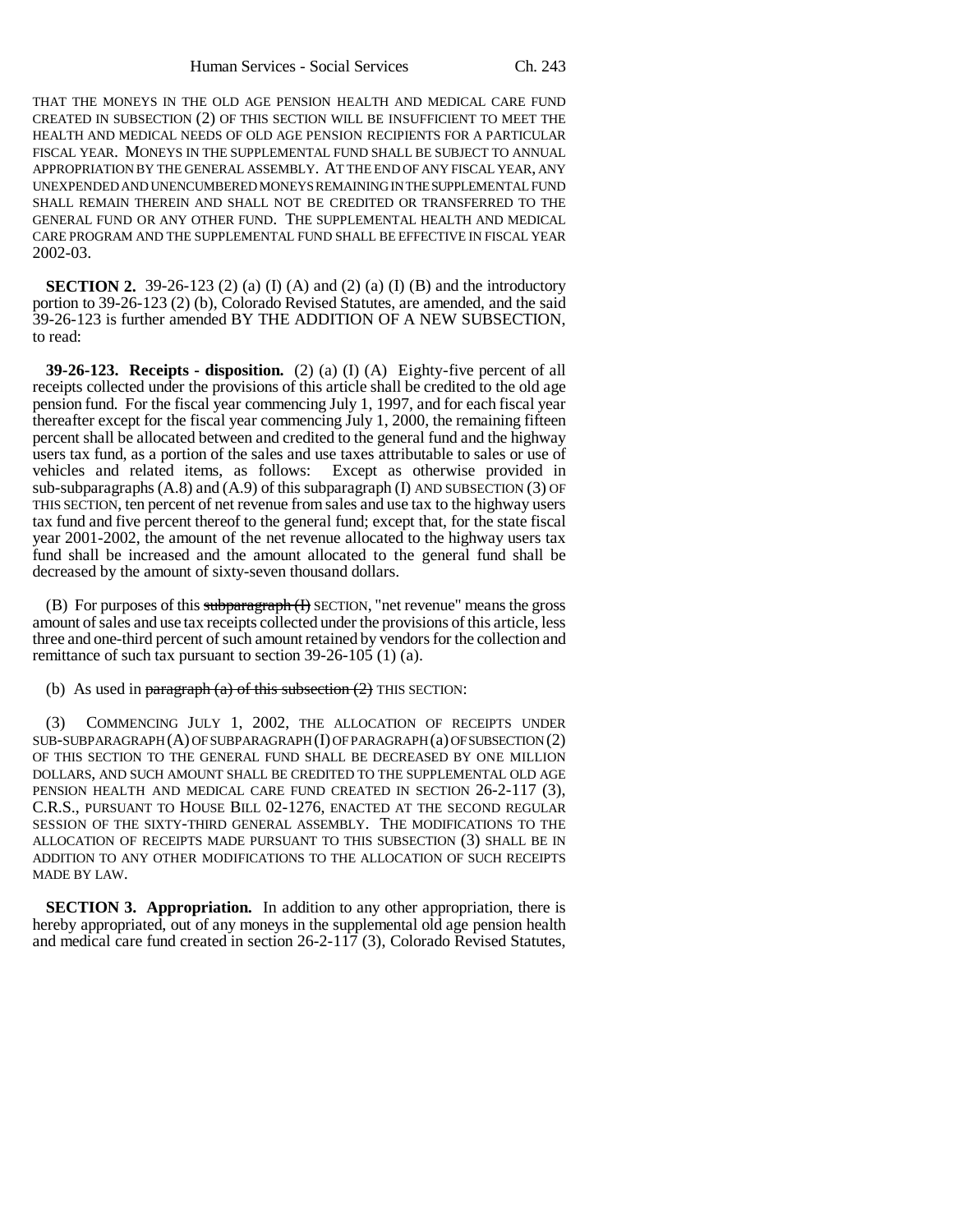THAT THE MONEYS IN THE OLD AGE PENSION HEALTH AND MEDICAL CARE FUND CREATED IN SUBSECTION (2) OF THIS SECTION WILL BE INSUFFICIENT TO MEET THE HEALTH AND MEDICAL NEEDS OF OLD AGE PENSION RECIPIENTS FOR A PARTICULAR FISCAL YEAR. MONEYS IN THE SUPPLEMENTAL FUND SHALL BE SUBJECT TO ANNUAL APPROPRIATION BY THE GENERAL ASSEMBLY. AT THE END OF ANY FISCAL YEAR, ANY UNEXPENDED AND UNENCUMBERED MONEYS REMAINING IN THE SUPPLEMENTAL FUND SHALL REMAIN THEREIN AND SHALL NOT BE CREDITED OR TRANSFERRED TO THE GENERAL FUND OR ANY OTHER FUND. THE SUPPLEMENTAL HEALTH AND MEDICAL CARE PROGRAM AND THE SUPPLEMENTAL FUND SHALL BE EFFECTIVE IN FISCAL YEAR 2002-03.

**SECTION 2.** 39-26-123 (2) (a) (I) (A) and (2) (a) (I) (B) and the introductory portion to 39-26-123 (2) (b), Colorado Revised Statutes, are amended, and the said 39-26-123 is further amended BY THE ADDITION OF A NEW SUBSECTION, to read:

**39-26-123. Receipts - disposition.** (2) (a) (I) (A) Eighty-five percent of all receipts collected under the provisions of this article shall be credited to the old age pension fund. For the fiscal year commencing July 1, 1997, and for each fiscal year thereafter except for the fiscal year commencing July 1, 2000, the remaining fifteen percent shall be allocated between and credited to the general fund and the highway users tax fund, as a portion of the sales and use taxes attributable to sales or use of vehicles and related items, as follows: Except as otherwise provided in sub-subparagraphs (A.8) and (A.9) of this subparagraph (I) AND SUBSECTION (3) OF THIS SECTION, ten percent of net revenue from sales and use tax to the highway users tax fund and five percent thereof to the general fund; except that, for the state fiscal year 2001-2002, the amount of the net revenue allocated to the highway users tax fund shall be increased and the amount allocated to the general fund shall be decreased by the amount of sixty-seven thousand dollars.

(B) For purposes of this ~~subparagraph (I)~~ SECTION, "net revenue" means the gross amount of sales and use tax receipts collected under the provisions of this article, less three and one-third percent of such amount retained by vendors for the collection and remittance of such tax pursuant to section 39-26-105 (1) (a).

(b) As used in ~~paragraph (a) of this subsection (2)~~ THIS SECTION:

(3) COMMENCING JULY 1, 2002, THE ALLOCATION OF RECEIPTS UNDER SUB-SUBPARAGRAPH (A) OF SUBPARAGRAPH (I) OF PARAGRAPH (a) OF SUBSECTION (2) OF THIS SECTION TO THE GENERAL FUND SHALL BE DECREASED BY ONE MILLION DOLLARS, AND SUCH AMOUNT SHALL BE CREDITED TO THE SUPPLEMENTAL OLD AGE PENSION HEALTH AND MEDICAL CARE FUND CREATED IN SECTION 26-2-117 (3), C.R.S., PURSUANT TO HOUSE BILL 02-1276, ENACTED AT THE SECOND REGULAR SESSION OF THE SIXTY-THIRD GENERAL ASSEMBLY. THE MODIFICATIONS TO THE ALLOCATION OF RECEIPTS MADE PURSUANT TO THIS SUBSECTION (3) SHALL BE IN ADDITION TO ANY OTHER MODIFICATIONS TO THE ALLOCATION OF SUCH RECEIPTS MADE BY LAW.

**SECTION 3. Appropriation.** In addition to any other appropriation, there is hereby appropriated, out of any moneys in the supplemental old age pension health and medical care fund created in section 26-2-117 (3), Colorado Revised Statutes,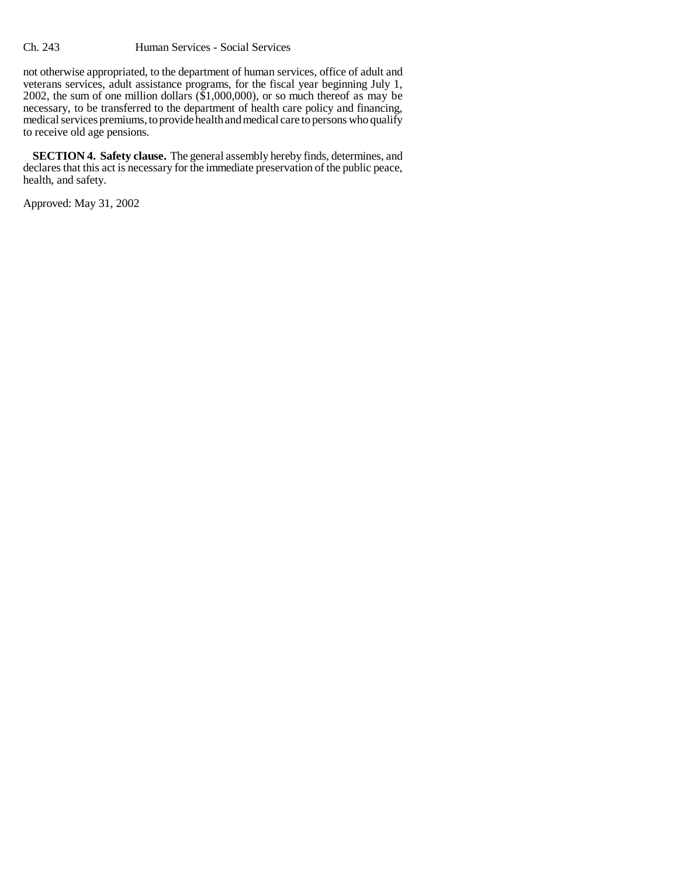not otherwise appropriated, to the department of human services, office of adult and veterans services, adult assistance programs, for the fiscal year beginning July 1, 2002, the sum of one million dollars ($1,000,000), or so much thereof as may be necessary, to be transferred to the department of health care policy and financing, medical services premiums, to provide health and medical care to persons who qualify to receive old age pensions.

**SECTION 4. Safety clause.** The general assembly hereby finds, determines, and declares that this act is necessary for the immediate preservation of the public peace, health, and safety.

Approved: May 31, 2002